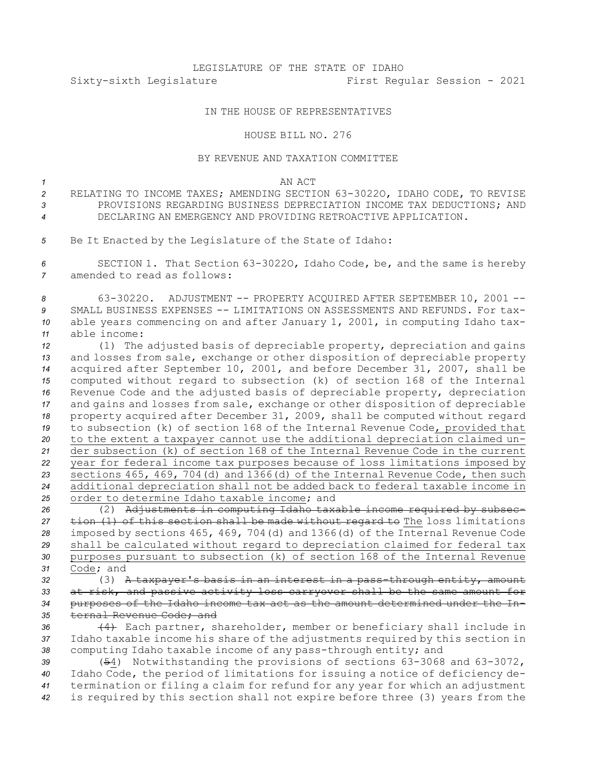LEGISLATURE OF THE STATE OF IDAHO
Sixty-sixth Legislature First Regular Session - 2021

IN THE HOUSE OF REPRESENTATIVES

HOUSE BILL NO. 276

BY REVENUE AND TAXATION COMMITTEE

AN ACT

RELATING TO INCOME TAXES; AMENDING SECTION 63-3022O, IDAHO CODE, TO REVISE PROVISIONS REGARDING BUSINESS DEPRECIATION INCOME TAX DEDUCTIONS; AND DECLARING AN EMERGENCY AND PROVIDING RETROACTIVE APPLICATION.

Be It Enacted by the Legislature of the State of Idaho:

SECTION 1. That Section 63-3022O, Idaho Code, be, and the same is hereby amended to read as follows:

63-3022O. ADJUSTMENT -- PROPERTY ACQUIRED AFTER SEPTEMBER 10, 2001 -- SMALL BUSINESS EXPENSES -- LIMITATIONS ON ASSESSMENTS AND REFUNDS. For taxable years commencing on and after January 1, 2001, in computing Idaho taxable income:

(1) The adjusted basis of depreciable property, depreciation and gains and losses from sale, exchange or other disposition of depreciable property acquired after September 10, 2001, and before December 31, 2007, shall be computed without regard to subsection (k) of section 168 of the Internal Revenue Code and the adjusted basis of depreciable property, depreciation and gains and losses from sale, exchange or other disposition of depreciable property acquired after December 31, 2009, shall be computed without regard to subsection (k) of section 168 of the Internal Revenue Code<u>, provided that to the extent a taxpayer cannot use the additional depreciation claimed under subsection (k) of section 168 of the Internal Revenue Code in the current year for federal income tax purposes because of loss limitations imposed by sections 465, 469, 704(d) and 1366(d) of the Internal Revenue Code, then such additional depreciation shall not be added back to federal taxable income in order to determine Idaho taxable income</u>; and

(2) ~~Adjustments in computing Idaho taxable income required by subsection (1) of this section shall be made without regard to~~ <u>The</u> loss limitations imposed by sections 465, 469, 704(d) and 1366(d) of the Internal Revenue Code <u>shall be calculated without regard to depreciation claimed for federal tax purposes pursuant to subsection (k) of section 168 of the Internal Revenue Code</u>; and

(3) ~~A taxpayer's basis in an interest in a pass-through entity, amount at risk, and passive activity loss carryover shall be the same amount for purposes of the Idaho income tax act as the amount determined under the Internal Revenue Code; and~~

~~(4)~~ Each partner, shareholder, member or beneficiary shall include in Idaho taxable income his share of the adjustments required by this section in computing Idaho taxable income of any pass-through entity; and

(~~5~~<u>4</u>) Notwithstanding the provisions of sections 63-3068 and 63-3072, Idaho Code, the period of limitations for issuing a notice of deficiency determination or filing a claim for refund for any year for which an adjustment is required by this section shall not expire before three (3) years from the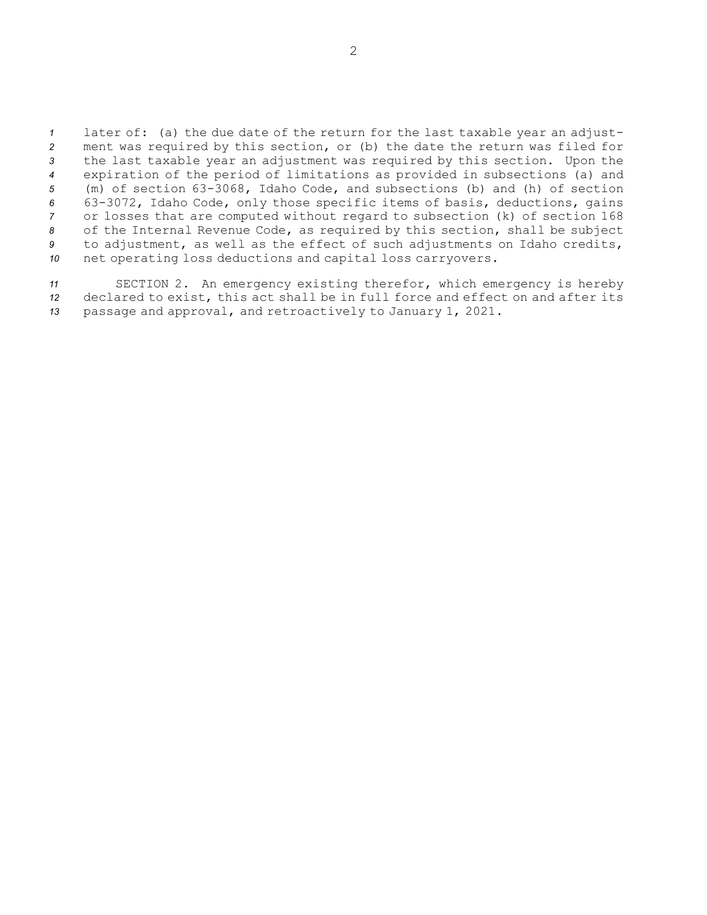later of: (a) the due date of the return for the last taxable year an adjustment was required by this section, or (b) the date the return was filed for the last taxable year an adjustment was required by this section. Upon the expiration of the period of limitations as provided in subsections (a) and (m) of section 63-3068, Idaho Code, and subsections (b) and (h) of section 63-3072, Idaho Code, only those specific items of basis, deductions, gains or losses that are computed without regard to subsection (k) of section 168 of the Internal Revenue Code, as required by this section, shall be subject to adjustment, as well as the effect of such adjustments on Idaho credits, net operating loss deductions and capital loss carryovers.

SECTION 2. An emergency existing therefor, which emergency is hereby declared to exist, this act shall be in full force and effect on and after its passage and approval, and retroactively to January 1, 2021.